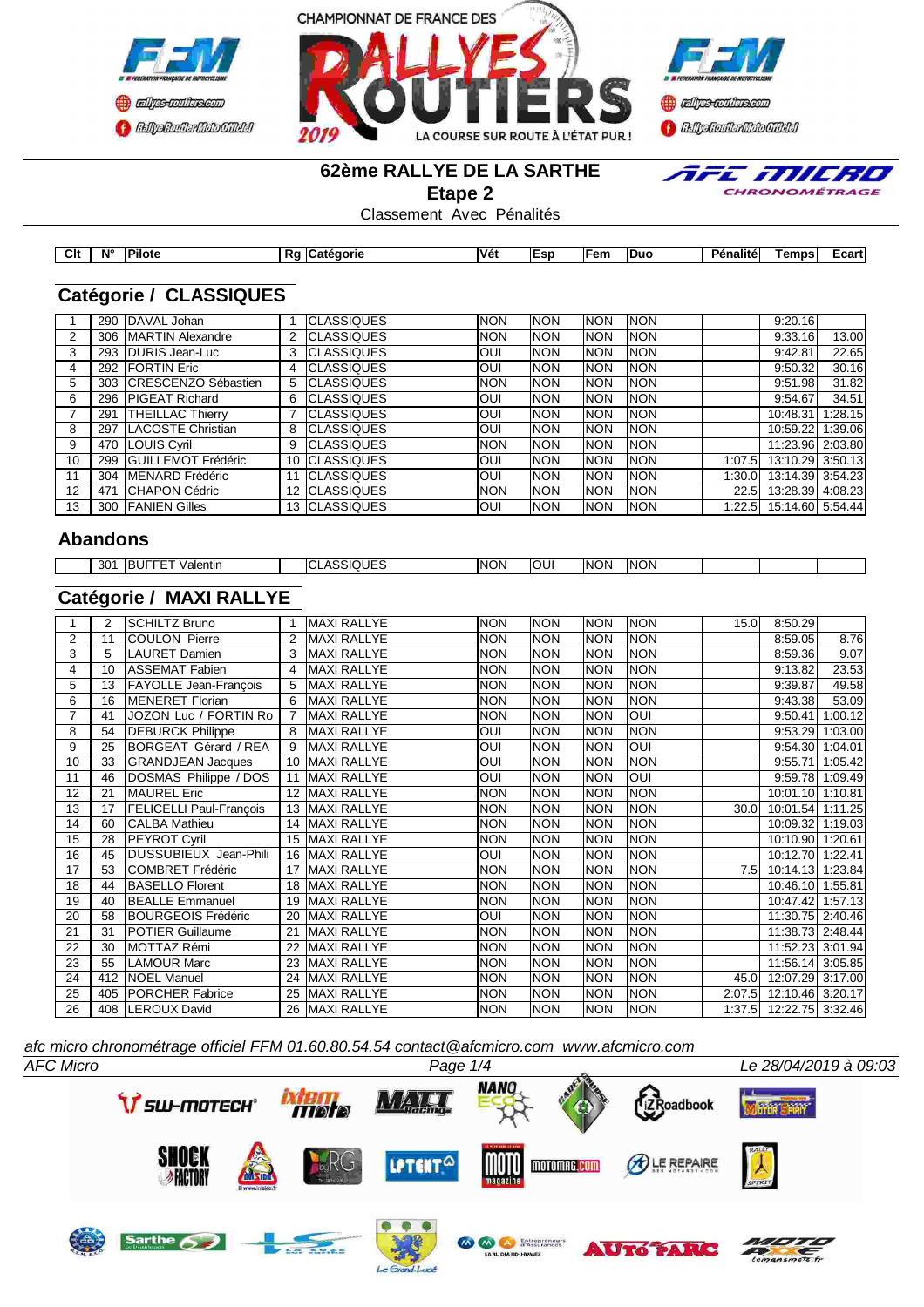CHAMPIONNAT DE FRANCE DES RALLYES ROUTIERS 2019 — LA COURSE SUR ROUTE À L'ÉTAT PUR !

# 62ème RALLYE DE LA SARTHE

## Etape 2

Classement Avec Pénalités

## Catégorie / CLASSIQUES

| Clt | N° | Pilote | Rg | Catégorie | Vét | Esp | Fem | Duo | Pénalité | Temps | Ecart |
|---|---|---|---|---|---|---|---|---|---|---|---|
| 1 | 290 | DAVAL Johan | 1 | CLASSIQUES | NON | NON | NON | NON | | 9:20.16 | |
| 2 | 306 | MARTIN Alexandre | 2 | CLASSIQUES | NON | NON | NON | NON | | 9:33.16 | 13.00 |
| 3 | 293 | DURIS Jean-Luc | 3 | CLASSIQUES | OUI | NON | NON | NON | | 9:42.81 | 22.65 |
| 4 | 292 | FORTIN Eric | 4 | CLASSIQUES | OUI | NON | NON | NON | | 9:50.32 | 30.16 |
| 5 | 303 | CRESCENZO Sébastien | 5 | CLASSIQUES | NON | NON | NON | NON | | 9:51.98 | 31.82 |
| 6 | 296 | PIGEAT Richard | 6 | CLASSIQUES | OUI | NON | NON | NON | | 9:54.67 | 34.51 |
| 7 | 291 | THEILLAC Thierry | 7 | CLASSIQUES | OUI | NON | NON | NON | | 10:48.31 | 1:28.15 |
| 8 | 297 | LACOSTE Christian | 8 | CLASSIQUES | OUI | NON | NON | NON | | 10:59.22 | 1:39.06 |
| 9 | 470 | LOUIS Cyril | 9 | CLASSIQUES | NON | NON | NON | NON | | 11:23.96 | 2:03.80 |
| 10 | 299 | GUILLEMOT Frédéric | 10 | CLASSIQUES | OUI | NON | NON | NON | 1:07.5 | 13:10.29 | 3:50.13 |
| 11 | 304 | MENARD Frédéric | 11 | CLASSIQUES | OUI | NON | NON | NON | 1:30.0 | 13:14.39 | 3:54.23 |
| 12 | 471 | CHAPON Cédric | 12 | CLASSIQUES | NON | NON | NON | NON | 22.5 | 13:28.39 | 4:08.23 |
| 13 | 300 | FANIEN Gilles | 13 | CLASSIQUES | OUI | NON | NON | NON | 1:22.5 | 15:14.60 | 5:54.44 |

### Abandons

| Clt | N° | Pilote | Rg | Catégorie | Vét | Esp | Fem | Duo | Pénalité | Temps | Ecart |
|---|---|---|---|---|---|---|---|---|---|---|---|
| | 301 | BUFFET Valentin | | CLASSIQUES | NON | OUI | NON | NON | | | |

## Catégorie / MAXI RALLYE

| Clt | N° | Pilote | Rg | Catégorie | Vét | Esp | Fem | Duo | Pénalité | Temps | Ecart |
|---|---|---|---|---|---|---|---|---|---|---|---|
| 1 | 2 | SCHILTZ Bruno | 1 | MAXI RALLYE | NON | NON | NON | NON | 15.0 | 8:50.29 | |
| 2 | 11 | COULON Pierre | 2 | MAXI RALLYE | NON | NON | NON | NON | | 8:59.05 | 8.76 |
| 3 | 5 | LAURET Damien | 3 | MAXI RALLYE | NON | NON | NON | NON | | 8:59.36 | 9.07 |
| 4 | 10 | ASSEMAT Fabien | 4 | MAXI RALLYE | NON | NON | NON | NON | | 9:13.82 | 23.53 |
| 5 | 13 | FAYOLLE Jean-François | 5 | MAXI RALLYE | NON | NON | NON | NON | | 9:39.87 | 49.58 |
| 6 | 16 | MENERET Florian | 6 | MAXI RALLYE | NON | NON | NON | NON | | 9:43.38 | 53.09 |
| 7 | 41 | JOZON Luc / FORTIN Ro | 7 | MAXI RALLYE | NON | NON | NON | OUI | | 9:50.41 | 1:00.12 |
| 8 | 54 | DEBURCK Philippe | 8 | MAXI RALLYE | OUI | NON | NON | NON | | 9:53.29 | 1:03.00 |
| 9 | 25 | BORGEAT Gérard / REA | 9 | MAXI RALLYE | OUI | NON | NON | OUI | | 9:54.30 | 1:04.01 |
| 10 | 33 | GRANDJEAN Jacques | 10 | MAXI RALLYE | OUI | NON | NON | NON | | 9:55.71 | 1:05.42 |
| 11 | 46 | DOSMAS Philippe / DOS | 11 | MAXI RALLYE | OUI | NON | NON | OUI | | 9:59.78 | 1:09.49 |
| 12 | 21 | MAUREL Eric | 12 | MAXI RALLYE | NON | NON | NON | NON | | 10:01.10 | 1:10.81 |
| 13 | 17 | FELICELLI Paul-François | 13 | MAXI RALLYE | NON | NON | NON | NON | 30.0 | 10:01.54 | 1:11.25 |
| 14 | 60 | CALBA Mathieu | 14 | MAXI RALLYE | NON | NON | NON | NON | | 10:09.32 | 1:19.03 |
| 15 | 28 | PEYROT Cyril | 15 | MAXI RALLYE | NON | NON | NON | NON | | 10:10.90 | 1:20.61 |
| 16 | 45 | DUSSUBIEUX Jean-Phili | 16 | MAXI RALLYE | OUI | NON | NON | NON | | 10:12.70 | 1:22.41 |
| 17 | 53 | COMBRET Frédéric | 17 | MAXI RALLYE | NON | NON | NON | NON | 7.5 | 10:14.13 | 1:23.84 |
| 18 | 44 | BASELLO Florent | 18 | MAXI RALLYE | NON | NON | NON | NON | | 10:46.10 | 1:55.81 |
| 19 | 40 | BEALLE Emmanuel | 19 | MAXI RALLYE | NON | NON | NON | NON | | 10:47.42 | 1:57.13 |
| 20 | 58 | BOURGEOIS Frédéric | 20 | MAXI RALLYE | OUI | NON | NON | NON | | 11:30.75 | 2:40.46 |
| 21 | 31 | POTIER Guillaume | 21 | MAXI RALLYE | NON | NON | NON | NON | | 11:38.73 | 2:48.44 |
| 22 | 30 | MOTTAZ Rémi | 22 | MAXI RALLYE | NON | NON | NON | NON | | 11:52.23 | 3:01.94 |
| 23 | 55 | LAMOUR Marc | 23 | MAXI RALLYE | NON | NON | NON | NON | | 11:56.14 | 3:05.85 |
| 24 | 412 | NOEL Manuel | 24 | MAXI RALLYE | NON | NON | NON | NON | 45.0 | 12:07.29 | 3:17.00 |
| 25 | 405 | PORCHER Fabrice | 25 | MAXI RALLYE | NON | NON | NON | NON | 2:07.5 | 12:10.46 | 3:20.17 |
| 26 | 408 | LEROUX David | 26 | MAXI RALLYE | NON | NON | NON | NON | 1:37.5 | 12:22.75 | 3:32.46 |

*afc micro chronométrage officiel FFM 01.60.80.54.54 contact@afcmicro.com www.afcmicro.com*

*AFC Micro* — Le 28/04/2019 à 09:03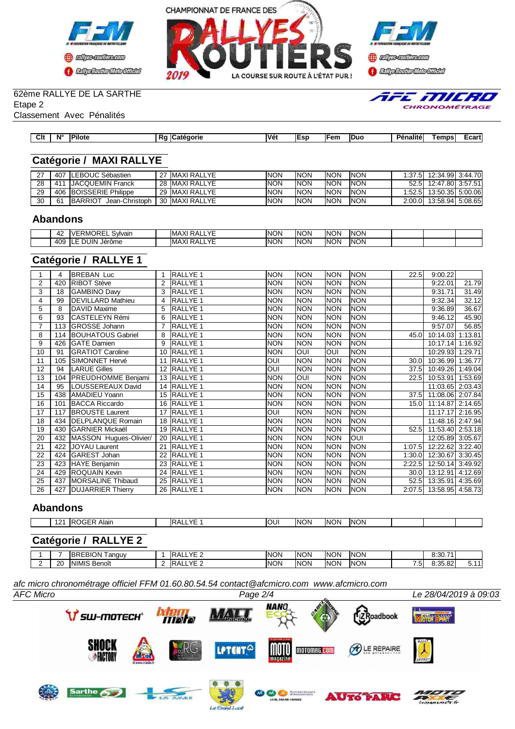62ème RALLYE DE LA SARTHE
Etape 2
Classement Avec Pénalités

## Catégorie / MAXI RALLYE

| Clt | N° | Pilote | Rg | Catégorie | Vét | Esp | Fem | Duo | Pénalité | Temps | Ecart |
|---|---|---|---|---|---|---|---|---|---|---|---|
| 27 | 407 | LEBOUC Sébastien | 27 | MAXI RALLYE | NON | NON | NON | NON | 1:37.5 | 12:34.99 | 3:44.70 |
| 28 | 411 | JACQUEMIN Franck | 28 | MAXI RALLYE | NON | NON | NON | NON | 52.5 | 12:47.80 | 3:57.51 |
| 29 | 406 | BOISSERIE Philippe | 29 | MAXI RALLYE | NON | NON | NON | NON | 1:52.5 | 13:50.35 | 5:00.06 |
| 30 | 61 | BARRIOT Jean-Christoph | 30 | MAXI RALLYE | NON | NON | NON | NON | 2:00.0 | 13:58.94 | 5:08.65 |

### Abandons

| Clt | N° | Pilote | Rg | Catégorie | Vét | Esp | Fem | Duo | Pénalité | Temps | Ecart |
|---|---|---|---|---|---|---|---|---|---|---|---|
| | 42 | VERMOREL Sylvain | | MAXI RALLYE | NON | NON | NON | NON | | | |
| | 409 | LE DUIN Jérôme | | MAXI RALLYE | NON | NON | NON | NON | | | |

## Catégorie / RALLYE 1

| Clt | N° | Pilote | Rg | Catégorie | Vét | Esp | Fem | Duo | Pénalité | Temps | Ecart |
|---|---|---|---|---|---|---|---|---|---|---|---|
| 1 | 4 | BREBAN Luc | 1 | RALLYE 1 | NON | NON | NON | NON | 22.5 | 9:00.22 | |
| 2 | 420 | RIBOT Stève | 2 | RALLYE 1 | NON | NON | NON | NON | | 9:22.01 | 21.79 |
| 3 | 18 | GAMBINO Davy | 3 | RALLYE 1 | NON | NON | NON | NON | | 9:31.71 | 31.49 |
| 4 | 99 | DEVILLARD Mathieu | 4 | RALLYE 1 | NON | NON | NON | NON | | 9:32.34 | 32.12 |
| 5 | 8 | DAVID Maxime | 5 | RALLYE 1 | NON | NON | NON | NON | | 9:36.89 | 36.67 |
| 6 | 93 | CASTELEYN Rémi | 6 | RALLYE 1 | NON | NON | NON | NON | | 9:46.12 | 45.90 |
| 7 | 113 | GROSSE Johann | 7 | RALLYE 1 | NON | NON | NON | NON | | 9:57.07 | 56.85 |
| 8 | 114 | BOUHATOUS Gabriel | 8 | RALLYE 1 | NON | NON | NON | NON | 45.0 | 10:14.03 | 1:13.81 |
| 9 | 426 | GATE Damien | 9 | RALLYE 1 | NON | NON | NON | NON | | 10:17.14 | 1:16.92 |
| 10 | 91 | GRATIOT Caroline | 10 | RALLYE 1 | NON | OUI | OUI | NON | | 10:29.93 | 1:29.71 |
| 11 | 105 | SIMONNET Hervé | 11 | RALLYE 1 | OUI | NON | NON | NON | 30.0 | 10:36.99 | 1:36.77 |
| 12 | 94 | LARUE Gilles | 12 | RALLYE 1 | OUI | NON | NON | NON | 37.5 | 10:49.26 | 1:49.04 |
| 13 | 104 | PREUDHOMME Benjami | 13 | RALLYE 1 | NON | OUI | NON | NON | 22.5 | 10:53.91 | 1:53.69 |
| 14 | 95 | LOUSSEREAUX David | 14 | RALLYE 1 | NON | NON | NON | NON | | 11:03.65 | 2:03.43 |
| 15 | 438 | AMADIEU Yoann | 15 | RALLYE 1 | NON | NON | NON | NON | 37.5 | 11:08.06 | 2:07.84 |
| 16 | 101 | BACCA Riccardo | 16 | RALLYE 1 | NON | NON | NON | NON | 15.0 | 11:14.87 | 2:14.65 |
| 17 | 117 | BROUSTE Laurent | 17 | RALLYE 1 | OUI | NON | NON | NON | | 11:17.17 | 2:16.95 |
| 18 | 434 | DELPLANQUE Romain | 18 | RALLYE 1 | NON | NON | NON | NON | | 11:48.16 | 2:47.94 |
| 19 | 430 | GARNIER Mickaël | 19 | RALLYE 1 | NON | NON | NON | NON | 52.5 | 11:53.40 | 2:53.18 |
| 20 | 432 | MASSON Hugues-Olivier/ | 20 | RALLYE 1 | NON | NON | NON | OUI | | 12:05.89 | 3:05.67 |
| 21 | 422 | JOYAU Laurent | 21 | RALLYE 1 | NON | NON | NON | NON | 1:07.5 | 12:22.62 | 3:22.40 |
| 22 | 424 | GAREST Johan | 22 | RALLYE 1 | NON | NON | NON | NON | 1:30.0 | 12:30.67 | 3:30.45 |
| 23 | 423 | HAYE Benjamin | 23 | RALLYE 1 | NON | NON | NON | NON | 2:22.5 | 12:50.14 | 3:49.92 |
| 24 | 429 | ROQUAIN Kevin | 24 | RALLYE 1 | NON | NON | NON | NON | 30.0 | 13:12.91 | 4:12.69 |
| 25 | 437 | MORSALINE Thibaud | 25 | RALLYE 1 | NON | NON | NON | NON | 52.5 | 13:35.91 | 4:35.69 |
| 26 | 427 | DUJARRIER Thierry | 26 | RALLYE 1 | NON | NON | NON | NON | 2:07.5 | 13:58.95 | 4:58.73 |

### Abandons

| Clt | N° | Pilote | Rg | Catégorie | Vét | Esp | Fem | Duo | Pénalité | Temps | Ecart |
|---|---|---|---|---|---|---|---|---|---|---|---|
| | 121 | ROGER Alain | | RALLYE 1 | OUI | NON | NON | NON | | | |

## Catégorie / RALLYE 2

| Clt | N° | Pilote | Rg | Catégorie | Vét | Esp | Fem | Duo | Pénalité | Temps | Ecart |
|---|---|---|---|---|---|---|---|---|---|---|---|
| 1 | 7 | BREBION Tanguy | 1 | RALLYE 2 | NON | NON | NON | NON | | 8:30.71 | |
| 2 | 20 | NIMIS Benoît | 2 | RALLYE 2 | NON | NON | NON | NON | 7.5 | 8:35.82 | 5.11 |

*afc micro chronométrage officiel FFM 01.60.80.54.54 contact@afcmicro.com www.afcmicro.com*

AFC Micro — Le 28/04/2019 à 09:03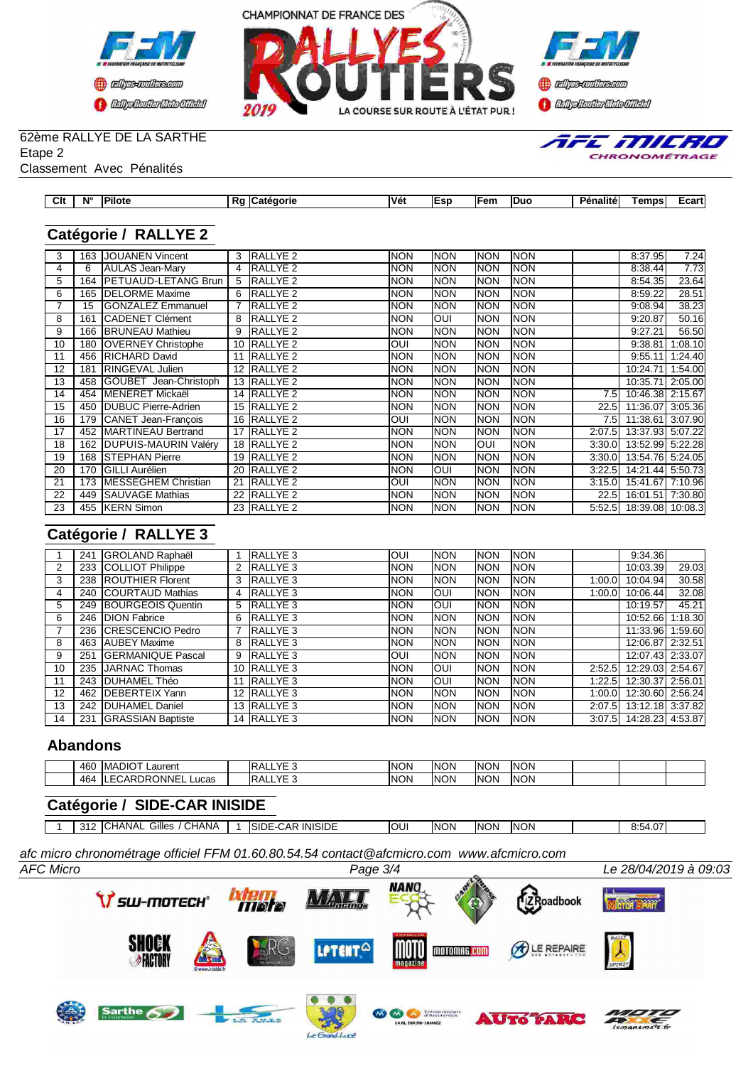62ème RALLYE DE LA SARTHE
Etape 2
Classement Avec Pénalités

AFC MICRO CHRONOMÉTRAGE

## Catégorie / RALLYE 2

| Clt | N° | Pilote | Rg | Catégorie | Vét | Esp | Fem | Duo | Pénalité | Temps | Ecart |
|---|---|---|---|---|---|---|---|---|---|---|---|
| 3 | 163 | JOUANEN Vincent | 3 | RALLYE 2 | NON | NON | NON | NON | | 8:37.95 | 7.24 |
| 4 | 6 | AULAS Jean-Mary | 4 | RALLYE 2 | NON | NON | NON | NON | | 8:38.44 | 7.73 |
| 5 | 164 | PETUAUD-LETANG Brun | 5 | RALLYE 2 | NON | NON | NON | NON | | 8:54.35 | 23.64 |
| 6 | 165 | DELORME Maxime | 6 | RALLYE 2 | NON | NON | NON | NON | | 8:59.22 | 28.51 |
| 7 | 15 | GONZALEZ Emmanuel | 7 | RALLYE 2 | NON | NON | NON | NON | | 9:08.94 | 38.23 |
| 8 | 161 | CADENET Clément | 8 | RALLYE 2 | NON | OUI | NON | NON | | 9:20.87 | 50.16 |
| 9 | 166 | BRUNEAU Mathieu | 9 | RALLYE 2 | NON | NON | NON | NON | | 9:27.21 | 56.50 |
| 10 | 180 | OVERNEY Christophe | 10 | RALLYE 2 | OUI | NON | NON | NON | | 9:38.81 | 1:08.10 |
| 11 | 456 | RICHARD David | 11 | RALLYE 2 | NON | NON | NON | NON | | 9:55.11 | 1:24.40 |
| 12 | 181 | RINGEVAL Julien | 12 | RALLYE 2 | NON | NON | NON | NON | | 10:24.71 | 1:54.00 |
| 13 | 458 | GOUBET Jean-Christoph | 13 | RALLYE 2 | NON | NON | NON | NON | | 10:35.71 | 2:05.00 |
| 14 | 454 | MENERET Mickaël | 14 | RALLYE 2 | NON | NON | NON | NON | 7.5 | 10:46.38 | 2:15.67 |
| 15 | 450 | DUBUC Pierre-Adrien | 15 | RALLYE 2 | NON | NON | NON | NON | 22.5 | 11:36.07 | 3:05.36 |
| 16 | 179 | CANET Jean-François | 16 | RALLYE 2 | OUI | NON | NON | NON | 7.5 | 11:38.61 | 3:07.90 |
| 17 | 452 | MARTINEAU Bertrand | 17 | RALLYE 2 | NON | NON | NON | NON | 2:07.5 | 13:37.93 | 5:07.22 |
| 18 | 162 | DUPUIS-MAURIN Valéry | 18 | RALLYE 2 | NON | NON | OUI | NON | 3:30.0 | 13:52.99 | 5:22.28 |
| 19 | 168 | STEPHAN Pierre | 19 | RALLYE 2 | NON | NON | NON | NON | 3:30.0 | 13:54.76 | 5:24.05 |
| 20 | 170 | GILLI Aurélien | 20 | RALLYE 2 | NON | OUI | NON | NON | 3:22.5 | 14:21.44 | 5:50.73 |
| 21 | 173 | MESSEGHEM Christian | 21 | RALLYE 2 | OUI | NON | NON | NON | 3:15.0 | 15:41.67 | 7:10.96 |
| 22 | 449 | SAUVAGE Mathias | 22 | RALLYE 2 | NON | NON | NON | NON | 22.5 | 16:01.51 | 7:30.80 |
| 23 | 455 | KERN Simon | 23 | RALLYE 2 | NON | NON | NON | NON | 5:52.5 | 18:39.08 | 10:08.3 |

## Catégorie / RALLYE 3

| Clt | N° | Pilote | Rg | Catégorie | Vét | Esp | Fem | Duo | Pénalité | Temps | Ecart |
|---|---|---|---|---|---|---|---|---|---|---|---|
| 1 | 241 | GROLAND Raphaël | 1 | RALLYE 3 | OUI | NON | NON | NON | | 9:34.36 | |
| 2 | 233 | COLLIOT Philippe | 2 | RALLYE 3 | NON | NON | NON | NON | | 10:03.39 | 29.03 |
| 3 | 238 | ROUTHIER Florent | 3 | RALLYE 3 | NON | NON | NON | NON | 1:00.0 | 10:04.94 | 30.58 |
| 4 | 240 | COURTAUD Mathias | 4 | RALLYE 3 | NON | OUI | NON | NON | 1:00.0 | 10:06.44 | 32.08 |
| 5 | 249 | BOURGEOIS Quentin | 5 | RALLYE 3 | NON | OUI | NON | NON | | 10:19.57 | 45.21 |
| 6 | 246 | DION Fabrice | 6 | RALLYE 3 | NON | NON | NON | NON | | 10:52.66 | 1:18.30 |
| 7 | 236 | CRESCENCIO Pedro | 7 | RALLYE 3 | NON | NON | NON | NON | | 11:33.96 | 1:59.60 |
| 8 | 463 | AUBEY Maxime | 8 | RALLYE 3 | NON | NON | NON | NON | | 12:06.87 | 2:32.51 |
| 9 | 251 | GERMANIQUE Pascal | 9 | RALLYE 3 | OUI | NON | NON | NON | | 12:07.43 | 2:33.07 |
| 10 | 235 | JARNAC Thomas | 10 | RALLYE 3 | NON | OUI | NON | NON | 2:52.5 | 12:29.03 | 2:54.67 |
| 11 | 243 | DUHAMEL Théo | 11 | RALLYE 3 | NON | OUI | NON | NON | 1:22.5 | 12:30.37 | 2:56.01 |
| 12 | 462 | DEBERTEIX Yann | 12 | RALLYE 3 | NON | NON | NON | NON | 1:00.0 | 12:30.60 | 2:56.24 |
| 13 | 242 | DUHAMEL Daniel | 13 | RALLYE 3 | NON | NON | NON | NON | 2:07.5 | 13:12.18 | 3:37.82 |
| 14 | 231 | GRASSIAN Baptiste | 14 | RALLYE 3 | NON | NON | NON | NON | 3:07.5 | 14:28.23 | 4:53.87 |

## Abandons

| Clt | N° | Pilote | Rg | Catégorie | Vét | Esp | Fem | Duo | Pénalité | Temps | Ecart |
|---|---|---|---|---|---|---|---|---|---|---|---|
| | 460 | MADIOT Laurent | | RALLYE 3 | NON | NON | NON | NON | | | |
| | 464 | LECARDRONNEL Lucas | | RALLYE 3 | NON | NON | NON | NON | | | |

## Catégorie / SIDE-CAR INISIDE

| Clt | N° | Pilote | Rg | Catégorie | Vét | Esp | Fem | Duo | Pénalité | Temps | Ecart |
|---|---|---|---|---|---|---|---|---|---|---|---|
| 1 | 312 | CHANAL Gilles / CHANA | 1 | SIDE-CAR INISIDE | OUI | NON | NON | NON | | 8:54.07 | |

*afc micro chronométrage officiel FFM 01.60.80.54.54 contact@afcmicro.com www.afcmicro.com*

AFC Micro — Le 28/04/2019 à 09:03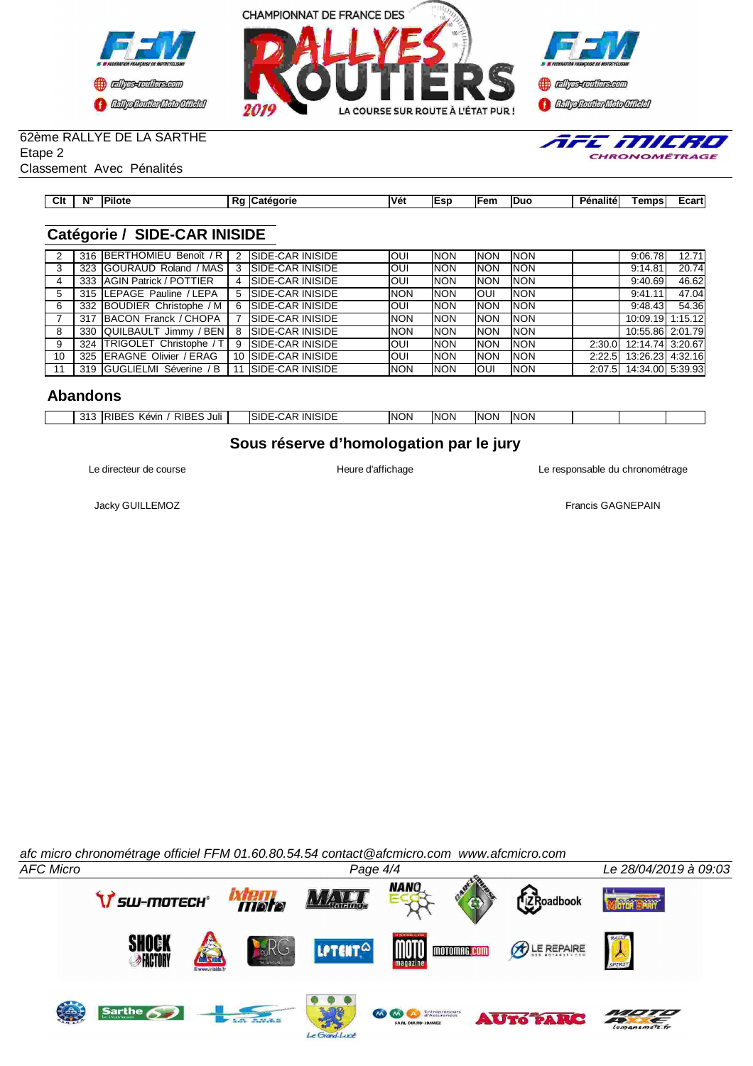62ème RALLYE DE LA SARTHE
Etape 2
Classement Avec Pénalités

## Catégorie / SIDE-CAR INISIDE

| Clt | N° | Pilote | Rg | Catégorie | Vét | Esp | Fem | Duo | Pénalité | Temps | Ecart |
|---|---|---|---|---|---|---|---|---|---|---|---|
| 2 | 316 | BERTHOMIEU Benoît / R | 2 | SIDE-CAR INISIDE | OUI | NON | NON | NON | | 9:06.78 | 12.71 |
| 3 | 323 | GOURAUD Roland / MAS | 3 | SIDE-CAR INISIDE | OUI | NON | NON | NON | | 9:14.81 | 20.74 |
| 4 | 333 | AGIN Patrick / POTTIER | 4 | SIDE-CAR INISIDE | OUI | NON | NON | NON | | 9:40.69 | 46.62 |
| 5 | 315 | LEPAGE Pauline / LEPA | 5 | SIDE-CAR INISIDE | NON | NON | OUI | NON | | 9:41.11 | 47.04 |
| 6 | 332 | BOUDIER Christophe / M | 6 | SIDE-CAR INISIDE | OUI | NON | NON | NON | | 9:48.43 | 54.36 |
| 7 | 317 | BACON Franck / CHOPA | 7 | SIDE-CAR INISIDE | NON | NON | NON | NON | | 10:09.19 | 1:15.12 |
| 8 | 330 | QUILBAULT Jimmy / BEN | 8 | SIDE-CAR INISIDE | NON | NON | NON | NON | | 10:55.86 | 2:01.79 |
| 9 | 324 | TRIGOLET Christophe / T | 9 | SIDE-CAR INISIDE | OUI | NON | NON | NON | 2:30.0 | 12:14.74 | 3:20.67 |
| 10 | 325 | ERAGNE Olivier / ERAG | 10 | SIDE-CAR INISIDE | OUI | NON | NON | NON | 2:22.5 | 13:26.23 | 4:32.16 |
| 11 | 319 | GUGLIELMI Séverine / B | 11 | SIDE-CAR INISIDE | NON | NON | OUI | NON | 2:07.5 | 14:34.00 | 5:39.93 |

## Abandons

| | | | | | | | | | | | |
|---|---|---|---|---|---|---|---|---|---|---|---|
| | 313 | RIBES Kévin / RIBES Juli | | SIDE-CAR INISIDE | NON | NON | NON | NON | | | |

## Sous réserve d'homologation par le jury

Le directeur de course

Heure d'affichage

Le responsable du chronométrage

Jacky GUILLEMOZ

Francis GAGNEPAIN

*afc micro chronométrage officiel FFM 01.60.80.54.54 contact@afcmicro.com www.afcmicro.com*

*AFC Micro* — *Le 28/04/2019 à 09:03*